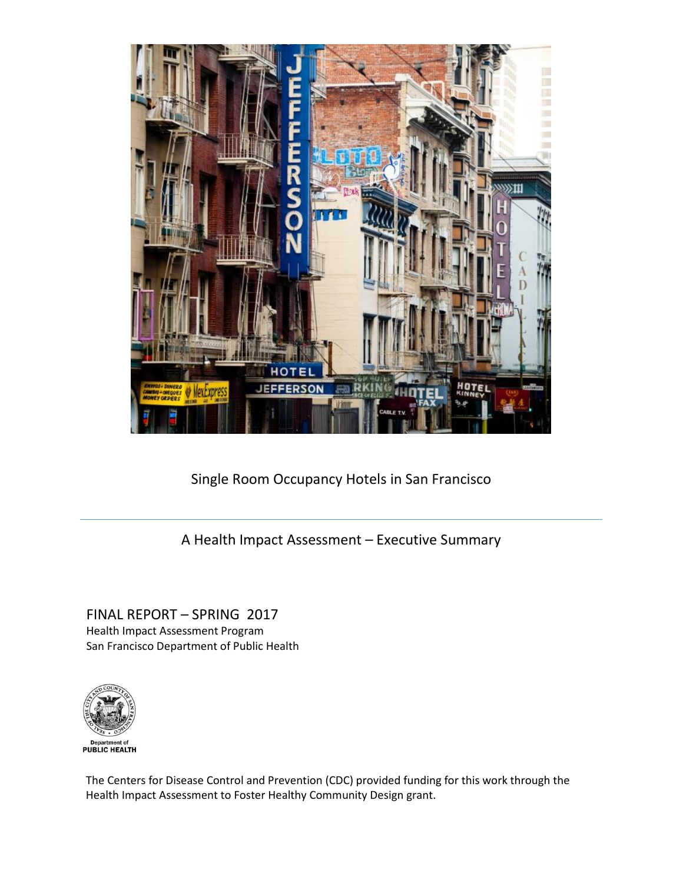# Single Room Occupancy Hotels in San Francisco

## A Health Impact Assessment – Executive Summary

FINAL REPORT – SPRING 2017
Health Impact Assessment Program
San Francisco Department of Public Health

Department of
PUBLIC HEALTH

The Centers for Disease Control and Prevention (CDC) provided funding for this work through the Health Impact Assessment to Foster Healthy Community Design grant.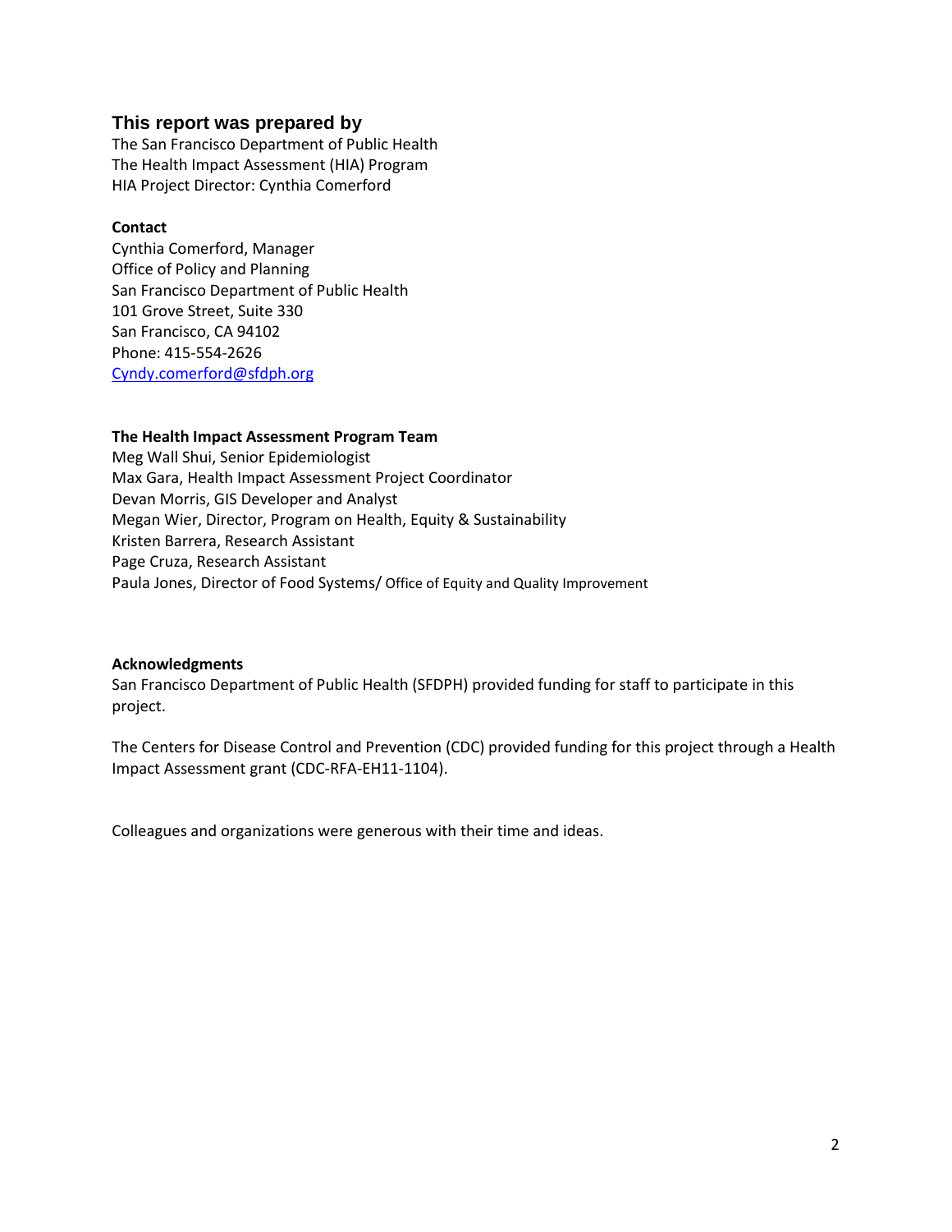## This report was prepared by

The San Francisco Department of Public Health
The Health Impact Assessment (HIA) Program
HIA Project Director: Cynthia Comerford

**Contact**

Cynthia Comerford, Manager
Office of Policy and Planning
San Francisco Department of Public Health
101 Grove Street, Suite 330
San Francisco, CA 94102
Phone: 415-554-2626
Cyndy.comerford@sfdph.org

**The Health Impact Assessment Program Team**

Meg Wall Shui, Senior Epidemiologist
Max Gara, Health Impact Assessment Project Coordinator
Devan Morris, GIS Developer and Analyst
Megan Wier, Director, Program on Health, Equity & Sustainability
Kristen Barrera, Research Assistant
Page Cruza, Research Assistant
Paula Jones, Director of Food Systems/ Office of Equity and Quality Improvement

**Acknowledgments**

San Francisco Department of Public Health (SFDPH) provided funding for staff to participate in this project.

The Centers for Disease Control and Prevention (CDC) provided funding for this project through a Health Impact Assessment grant (CDC-RFA-EH11-1104).

Colleagues and organizations were generous with their time and ideas.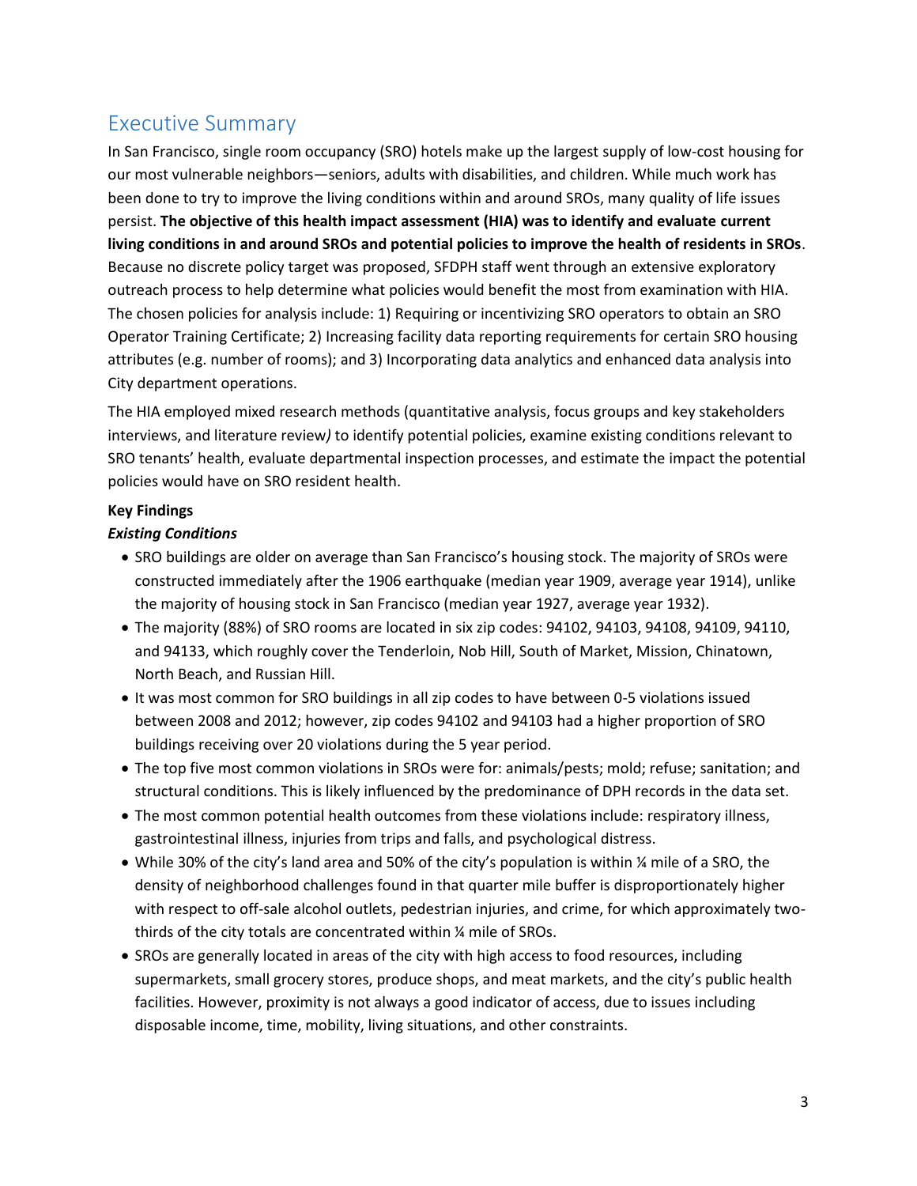## Executive Summary

In San Francisco, single room occupancy (SRO) hotels make up the largest supply of low-cost housing for our most vulnerable neighbors—seniors, adults with disabilities, and children. While much work has been done to try to improve the living conditions within and around SROs, many quality of life issues persist. **The objective of this health impact assessment (HIA) was to identify and evaluate current living conditions in and around SROs and potential policies to improve the health of residents in SROs**. Because no discrete policy target was proposed, SFDPH staff went through an extensive exploratory outreach process to help determine what policies would benefit the most from examination with HIA. The chosen policies for analysis include: 1) Requiring or incentivizing SRO operators to obtain an SRO Operator Training Certificate; 2) Increasing facility data reporting requirements for certain SRO housing attributes (e.g. number of rooms); and 3) Incorporating data analytics and enhanced data analysis into City department operations.

The HIA employed mixed research methods (quantitative analysis, focus groups and key stakeholders interviews, and literature review*)* to identify potential policies, examine existing conditions relevant to SRO tenants' health, evaluate departmental inspection processes, and estimate the impact the potential policies would have on SRO resident health.

**Key Findings**

***Existing Conditions***

- SRO buildings are older on average than San Francisco's housing stock. The majority of SROs were constructed immediately after the 1906 earthquake (median year 1909, average year 1914), unlike the majority of housing stock in San Francisco (median year 1927, average year 1932).
- The majority (88%) of SRO rooms are located in six zip codes: 94102, 94103, 94108, 94109, 94110, and 94133, which roughly cover the Tenderloin, Nob Hill, South of Market, Mission, Chinatown, North Beach, and Russian Hill.
- It was most common for SRO buildings in all zip codes to have between 0-5 violations issued between 2008 and 2012; however, zip codes 94102 and 94103 had a higher proportion of SRO buildings receiving over 20 violations during the 5 year period.
- The top five most common violations in SROs were for: animals/pests; mold; refuse; sanitation; and structural conditions. This is likely influenced by the predominance of DPH records in the data set.
- The most common potential health outcomes from these violations include: respiratory illness, gastrointestinal illness, injuries from trips and falls, and psychological distress.
- While 30% of the city's land area and 50% of the city's population is within ¼ mile of a SRO, the density of neighborhood challenges found in that quarter mile buffer is disproportionately higher with respect to off-sale alcohol outlets, pedestrian injuries, and crime, for which approximately two-thirds of the city totals are concentrated within ¼ mile of SROs.
- SROs are generally located in areas of the city with high access to food resources, including supermarkets, small grocery stores, produce shops, and meat markets, and the city's public health facilities. However, proximity is not always a good indicator of access, due to issues including disposable income, time, mobility, living situations, and other constraints.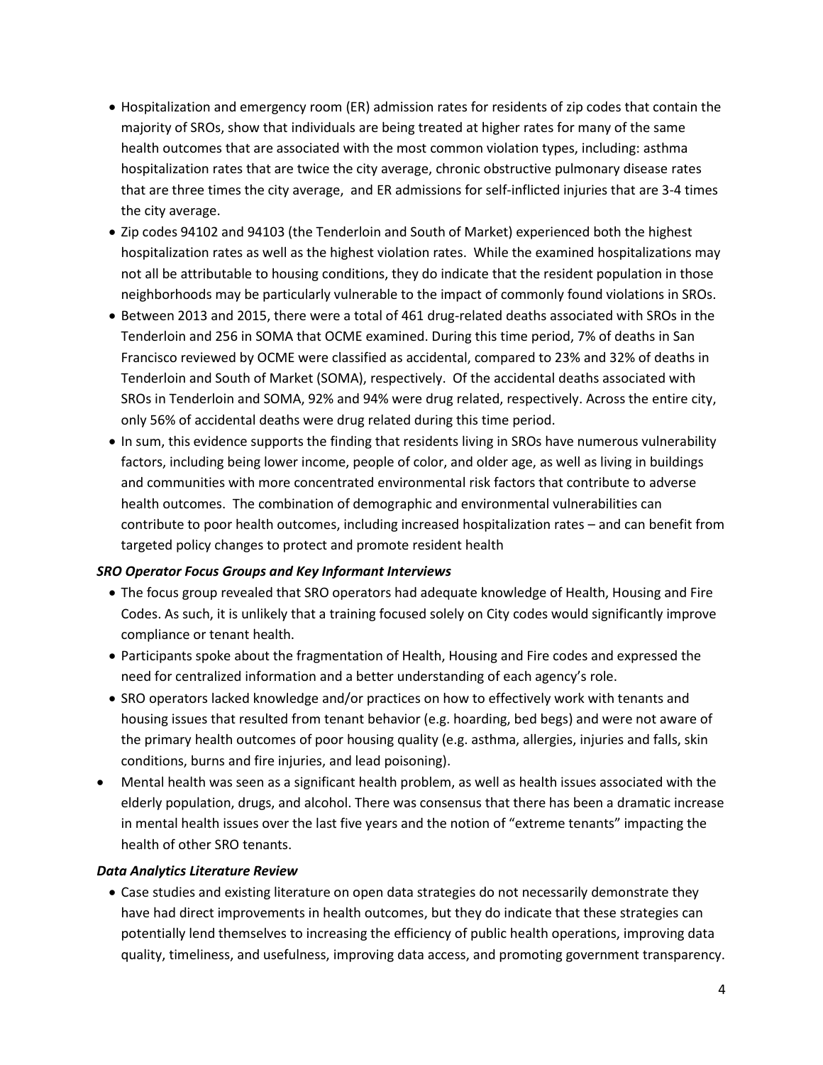- Hospitalization and emergency room (ER) admission rates for residents of zip codes that contain the majority of SROs, show that individuals are being treated at higher rates for many of the same health outcomes that are associated with the most common violation types, including: asthma hospitalization rates that are twice the city average, chronic obstructive pulmonary disease rates that are three times the city average, and ER admissions for self-inflicted injuries that are 3-4 times the city average.
- Zip codes 94102 and 94103 (the Tenderloin and South of Market) experienced both the highest hospitalization rates as well as the highest violation rates. While the examined hospitalizations may not all be attributable to housing conditions, they do indicate that the resident population in those neighborhoods may be particularly vulnerable to the impact of commonly found violations in SROs.
- Between 2013 and 2015, there were a total of 461 drug-related deaths associated with SROs in the Tenderloin and 256 in SOMA that OCME examined. During this time period, 7% of deaths in San Francisco reviewed by OCME were classified as accidental, compared to 23% and 32% of deaths in Tenderloin and South of Market (SOMA), respectively. Of the accidental deaths associated with SROs in Tenderloin and SOMA, 92% and 94% were drug related, respectively. Across the entire city, only 56% of accidental deaths were drug related during this time period.
- In sum, this evidence supports the finding that residents living in SROs have numerous vulnerability factors, including being lower income, people of color, and older age, as well as living in buildings and communities with more concentrated environmental risk factors that contribute to adverse health outcomes. The combination of demographic and environmental vulnerabilities can contribute to poor health outcomes, including increased hospitalization rates – and can benefit from targeted policy changes to protect and promote resident health

***SRO Operator Focus Groups and Key Informant Interviews***

- The focus group revealed that SRO operators had adequate knowledge of Health, Housing and Fire Codes. As such, it is unlikely that a training focused solely on City codes would significantly improve compliance or tenant health.
- Participants spoke about the fragmentation of Health, Housing and Fire codes and expressed the need for centralized information and a better understanding of each agency's role.
- SRO operators lacked knowledge and/or practices on how to effectively work with tenants and housing issues that resulted from tenant behavior (e.g. hoarding, bed begs) and were not aware of the primary health outcomes of poor housing quality (e.g. asthma, allergies, injuries and falls, skin conditions, burns and fire injuries, and lead poisoning).
- Mental health was seen as a significant health problem, as well as health issues associated with the elderly population, drugs, and alcohol. There was consensus that there has been a dramatic increase in mental health issues over the last five years and the notion of "extreme tenants" impacting the health of other SRO tenants.

***Data Analytics Literature Review***

- Case studies and existing literature on open data strategies do not necessarily demonstrate they have had direct improvements in health outcomes, but they do indicate that these strategies can potentially lend themselves to increasing the efficiency of public health operations, improving data quality, timeliness, and usefulness, improving data access, and promoting government transparency.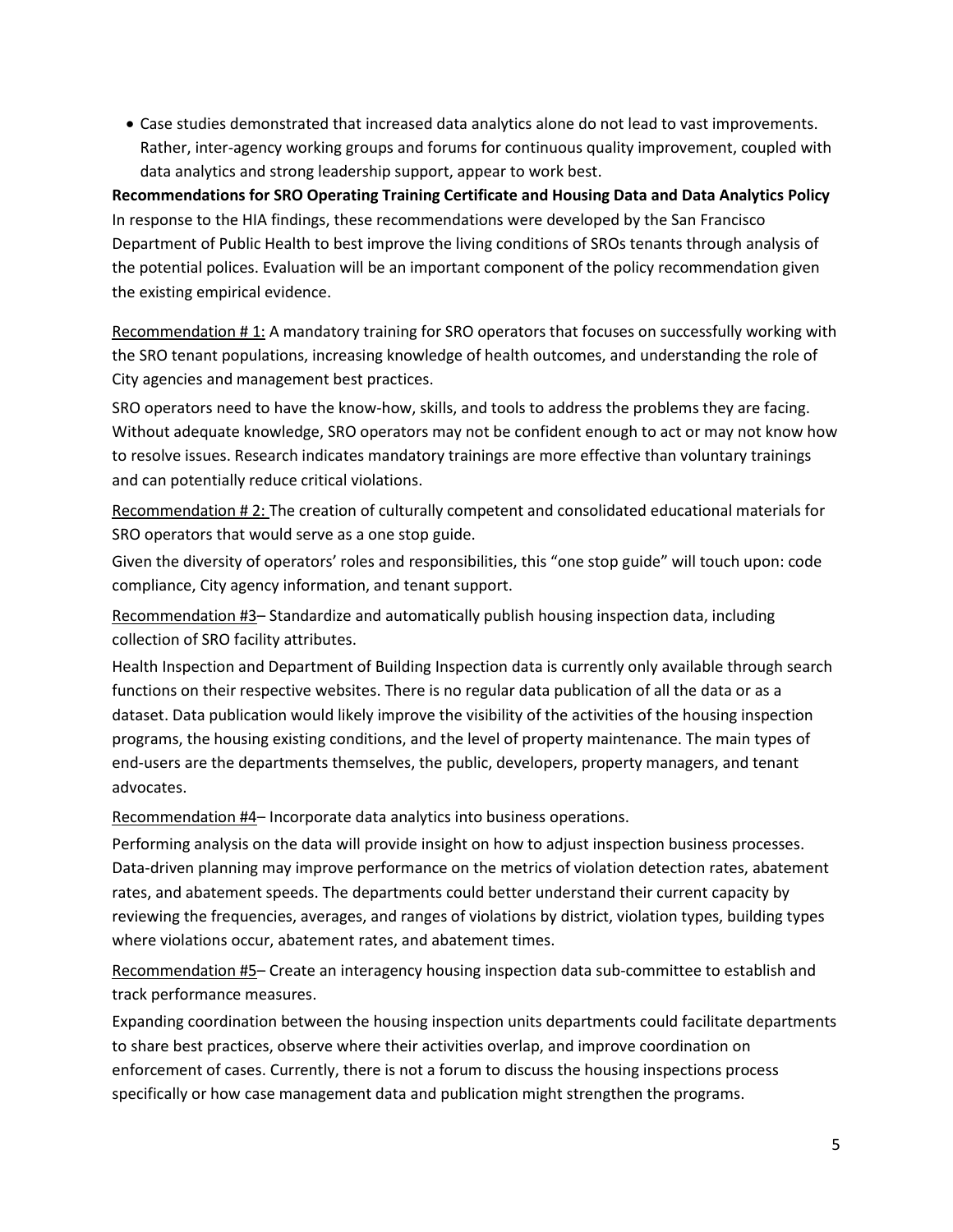- Case studies demonstrated that increased data analytics alone do not lead to vast improvements. Rather, inter-agency working groups and forums for continuous quality improvement, coupled with data analytics and strong leadership support, appear to work best.

**Recommendations for SRO Operating Training Certificate and Housing Data and Data Analytics Policy**

In response to the HIA findings, these recommendations were developed by the San Francisco Department of Public Health to best improve the living conditions of SROs tenants through analysis of the potential polices. Evaluation will be an important component of the policy recommendation given the existing empirical evidence.

<u>Recommendation # 1:</u> A mandatory training for SRO operators that focuses on successfully working with the SRO tenant populations, increasing knowledge of health outcomes, and understanding the role of City agencies and management best practices.

SRO operators need to have the know-how, skills, and tools to address the problems they are facing. Without adequate knowledge, SRO operators may not be confident enough to act or may not know how to resolve issues. Research indicates mandatory trainings are more effective than voluntary trainings and can potentially reduce critical violations.

<u>Recommendation # 2:</u> The creation of culturally competent and consolidated educational materials for SRO operators that would serve as a one stop guide.

Given the diversity of operators' roles and responsibilities, this "one stop guide" will touch upon: code compliance, City agency information, and tenant support.

<u>Recommendation #3</u>– Standardize and automatically publish housing inspection data, including collection of SRO facility attributes.

Health Inspection and Department of Building Inspection data is currently only available through search functions on their respective websites. There is no regular data publication of all the data or as a dataset. Data publication would likely improve the visibility of the activities of the housing inspection programs, the housing existing conditions, and the level of property maintenance. The main types of end-users are the departments themselves, the public, developers, property managers, and tenant advocates.

<u>Recommendation #4</u>– Incorporate data analytics into business operations.

Performing analysis on the data will provide insight on how to adjust inspection business processes. Data-driven planning may improve performance on the metrics of violation detection rates, abatement rates, and abatement speeds. The departments could better understand their current capacity by reviewing the frequencies, averages, and ranges of violations by district, violation types, building types where violations occur, abatement rates, and abatement times.

<u>Recommendation #5</u>– Create an interagency housing inspection data sub-committee to establish and track performance measures.

Expanding coordination between the housing inspection units departments could facilitate departments to share best practices, observe where their activities overlap, and improve coordination on enforcement of cases. Currently, there is not a forum to discuss the housing inspections process specifically or how case management data and publication might strengthen the programs.